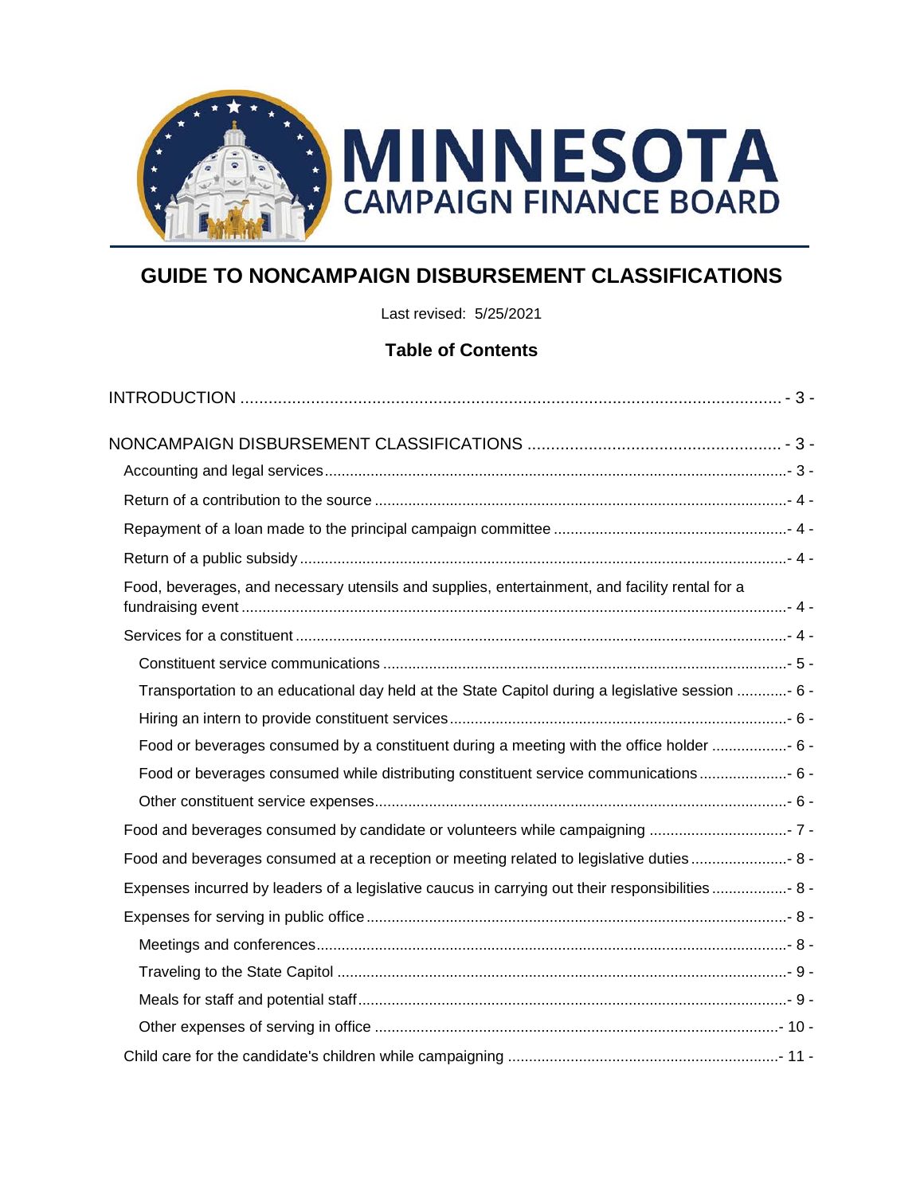# MINNESOTA CAMPAIGN FINANCE BOARD

## GUIDE TO NONCAMPAIGN DISBURSEMENT CLASSIFICATIONS

Last revised: 5/25/2021

### Table of Contents

INTRODUCTION ..... - 3 -

NONCAMPAIGN DISBURSEMENT CLASSIFICATIONS ..... - 3 -

- Accounting and legal services ..... - 3 -
- Return of a contribution to the source ..... - 4 -
- Repayment of a loan made to the principal campaign committee ..... - 4 -
- Return of a public subsidy ..... - 4 -
- Food, beverages, and necessary utensils and supplies, entertainment, and facility rental for a fundraising event ..... - 4 -
- Services for a constituent ..... - 4 -
  - Constituent service communications ..... - 5 -
  - Transportation to an educational day held at the State Capitol during a legislative session ..... - 6 -
  - Hiring an intern to provide constituent services ..... - 6 -
  - Food or beverages consumed by a constituent during a meeting with the office holder ..... - 6 -
  - Food or beverages consumed while distributing constituent service communications ..... - 6 -
  - Other constituent service expenses ..... - 6 -
- Food and beverages consumed by candidate or volunteers while campaigning ..... - 7 -
- Food and beverages consumed at a reception or meeting related to legislative duties ..... - 8 -
- Expenses incurred by leaders of a legislative caucus in carrying out their responsibilities ..... - 8 -
- Expenses for serving in public office ..... - 8 -
  - Meetings and conferences ..... - 8 -
  - Traveling to the State Capitol ..... - 9 -
  - Meals for staff and potential staff ..... - 9 -
  - Other expenses of serving in office ..... - 10 -
- Child care for the candidate's children while campaigning ..... - 11 -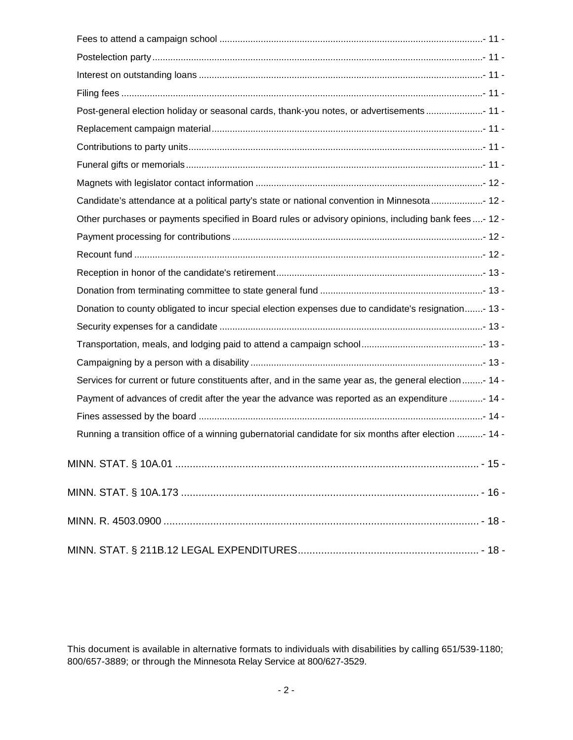Fees to attend a campaign school ..................................................................................................- 11 -

Postelection party..............................................................................................................................- 11 -

Interest on outstanding loans ............................................................................................................- 11 -

Filing fees ..........................................................................................................................................- 11 -

Post-general election holiday or seasonal cards, thank-you notes, or advertisements .....................- 11 -

Replacement campaign material........................................................................................................- 11 -

Contributions to party units................................................................................................................- 11 -

Funeral gifts or memorials..................................................................................................................- 11 -

Magnets with legislator contact information .......................................................................................- 12 -

Candidate's attendance at a political party's state or national convention in Minnesota....................- 12 -

Other purchases or payments specified in Board rules or advisory opinions, including bank fees ....- 12 -

Payment processing for contributions ................................................................................................- 12 -

Recount fund .....................................................................................................................................- 12 -

Reception in honor of the candidate's retirement................................................................................- 13 -

Donation from terminating committee to state general fund ...............................................................- 13 -

Donation to county obligated to incur special election expenses due to candidate's resignation.......- 13 -

Security expenses for a candidate ......................................................................................................- 13 -

Transportation, meals, and lodging paid to attend a campaign school...............................................- 13 -

Campaigning by a person with a disability ..........................................................................................- 13 -

Services for current or future constituents after, and in the same year as, the general election........- 14 -

Payment of advances of credit after the year the advance was reported as an expenditure .............- 14 -

Fines assessed by the board .............................................................................................................- 14 -

Running a transition office of a winning gubernatorial candidate for six months after election ..........- 14 -

MINN. STAT. § 10A.01 ........................................................................................................ - 15 -

MINN. STAT. § 10A.173 ...................................................................................................... - 16 -

MINN. R. 4503.0900 ............................................................................................................ - 18 -

MINN. STAT. § 211B.12 LEGAL EXPENDITURES.............................................................. - 18 -

This document is available in alternative formats to individuals with disabilities by calling 651/539-1180; 800/657-3889; or through the Minnesota Relay Service at 800/627-3529.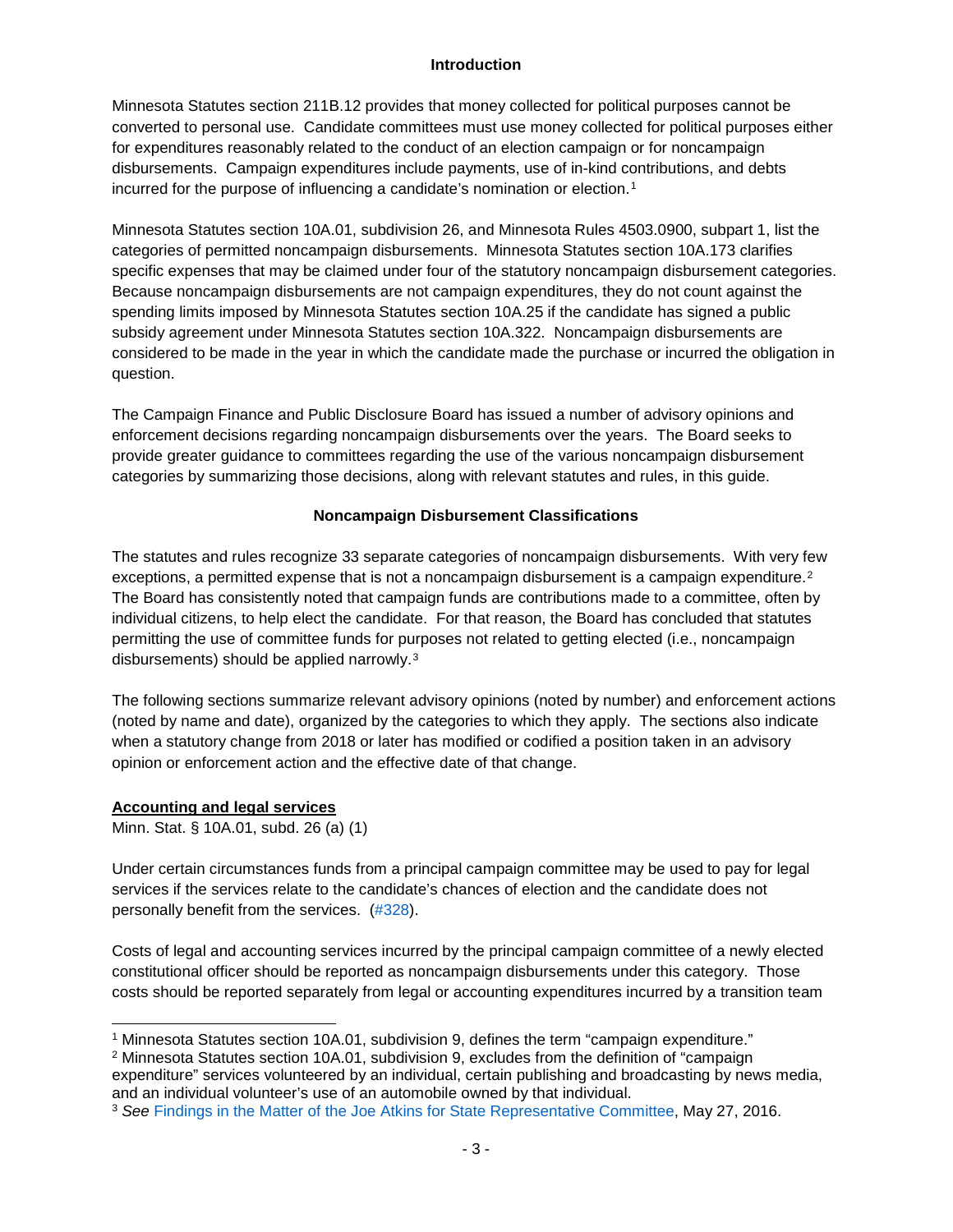## Introduction

Minnesota Statutes section 211B.12 provides that money collected for political purposes cannot be converted to personal use. Candidate committees must use money collected for political purposes either for expenditures reasonably related to the conduct of an election campaign or for noncampaign disbursements. Campaign expenditures include payments, use of in-kind contributions, and debts incurred for the purpose of influencing a candidate's nomination or election.[1]

Minnesota Statutes section 10A.01, subdivision 26, and Minnesota Rules 4503.0900, subpart 1, list the categories of permitted noncampaign disbursements. Minnesota Statutes section 10A.173 clarifies specific expenses that may be claimed under four of the statutory noncampaign disbursement categories. Because noncampaign disbursements are not campaign expenditures, they do not count against the spending limits imposed by Minnesota Statutes section 10A.25 if the candidate has signed a public subsidy agreement under Minnesota Statutes section 10A.322. Noncampaign disbursements are considered to be made in the year in which the candidate made the purchase or incurred the obligation in question.

The Campaign Finance and Public Disclosure Board has issued a number of advisory opinions and enforcement decisions regarding noncampaign disbursements over the years. The Board seeks to provide greater guidance to committees regarding the use of the various noncampaign disbursement categories by summarizing those decisions, along with relevant statutes and rules, in this guide.

## Noncampaign Disbursement Classifications

The statutes and rules recognize 33 separate categories of noncampaign disbursements. With very few exceptions, a permitted expense that is not a noncampaign disbursement is a campaign expenditure.[2] The Board has consistently noted that campaign funds are contributions made to a committee, often by individual citizens, to help elect the candidate. For that reason, the Board has concluded that statutes permitting the use of committee funds for purposes not related to getting elected (i.e., noncampaign disbursements) should be applied narrowly.[3]

The following sections summarize relevant advisory opinions (noted by number) and enforcement actions (noted by name and date), organized by the categories to which they apply. The sections also indicate when a statutory change from 2018 or later has modified or codified a position taken in an advisory opinion or enforcement action and the effective date of that change.

**Accounting and legal services**

Minn. Stat. § 10A.01, subd. 26 (a) (1)

Under certain circumstances funds from a principal campaign committee may be used to pay for legal services if the services relate to the candidate's chances of election and the candidate does not personally benefit from the services. (#328).

Costs of legal and accounting services incurred by the principal campaign committee of a newly elected constitutional officer should be reported as noncampaign disbursements under this category. Those costs should be reported separately from legal or accounting expenditures incurred by a transition team

---

[1] Minnesota Statutes section 10A.01, subdivision 9, defines the term "campaign expenditure."

[2] Minnesota Statutes section 10A.01, subdivision 9, excludes from the definition of "campaign expenditure" services volunteered by an individual, certain publishing and broadcasting by news media, and an individual volunteer's use of an automobile owned by that individual.

[3] *See* Findings in the Matter of the Joe Atkins for State Representative Committee, May 27, 2016.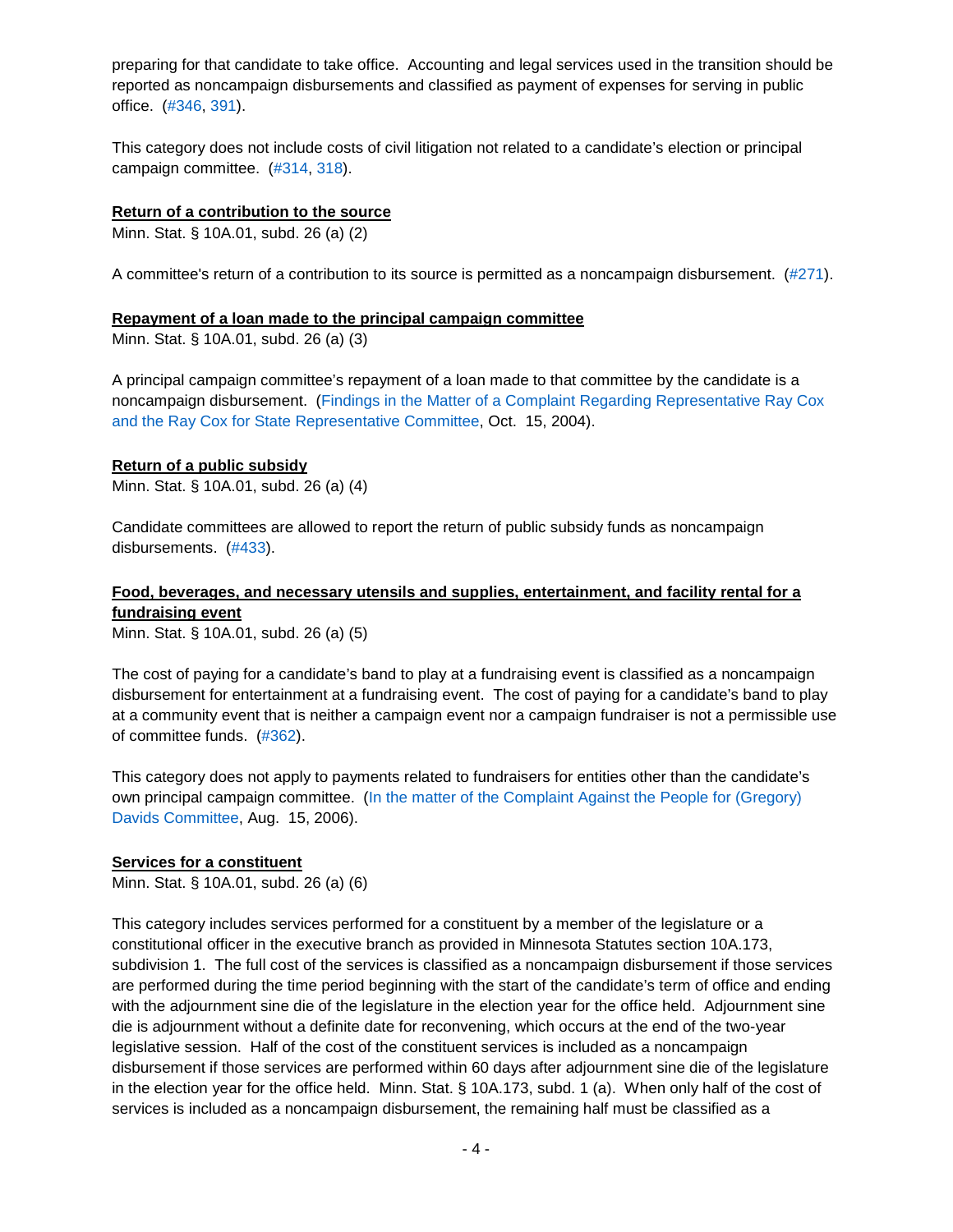preparing for that candidate to take office. Accounting and legal services used in the transition should be reported as noncampaign disbursements and classified as payment of expenses for serving in public office. (#346, 391).

This category does not include costs of civil litigation not related to a candidate's election or principal campaign committee. (#314, 318).

**Return of a contribution to the source**

Minn. Stat. § 10A.01, subd. 26 (a) (2)

A committee's return of a contribution to its source is permitted as a noncampaign disbursement. (#271).

**Repayment of a loan made to the principal campaign committee**

Minn. Stat. § 10A.01, subd. 26 (a) (3)

A principal campaign committee's repayment of a loan made to that committee by the candidate is a noncampaign disbursement. (Findings in the Matter of a Complaint Regarding Representative Ray Cox and the Ray Cox for State Representative Committee, Oct. 15, 2004).

**Return of a public subsidy**

Minn. Stat. § 10A.01, subd. 26 (a) (4)

Candidate committees are allowed to report the return of public subsidy funds as noncampaign disbursements. (#433).

**Food, beverages, and necessary utensils and supplies, entertainment, and facility rental for a fundraising event**

Minn. Stat. § 10A.01, subd. 26 (a) (5)

The cost of paying for a candidate's band to play at a fundraising event is classified as a noncampaign disbursement for entertainment at a fundraising event. The cost of paying for a candidate's band to play at a community event that is neither a campaign event nor a campaign fundraiser is not a permissible use of committee funds. (#362).

This category does not apply to payments related to fundraisers for entities other than the candidate's own principal campaign committee. (In the matter of the Complaint Against the People for (Gregory) Davids Committee, Aug. 15, 2006).

**Services for a constituent**

Minn. Stat. § 10A.01, subd. 26 (a) (6)

This category includes services performed for a constituent by a member of the legislature or a constitutional officer in the executive branch as provided in Minnesota Statutes section 10A.173, subdivision 1. The full cost of the services is classified as a noncampaign disbursement if those services are performed during the time period beginning with the start of the candidate's term of office and ending with the adjournment sine die of the legislature in the election year for the office held. Adjournment sine die is adjournment without a definite date for reconvening, which occurs at the end of the two-year legislative session. Half of the cost of the constituent services is included as a noncampaign disbursement if those services are performed within 60 days after adjournment sine die of the legislature in the election year for the office held. Minn. Stat. § 10A.173, subd. 1 (a). When only half of the cost of services is included as a noncampaign disbursement, the remaining half must be classified as a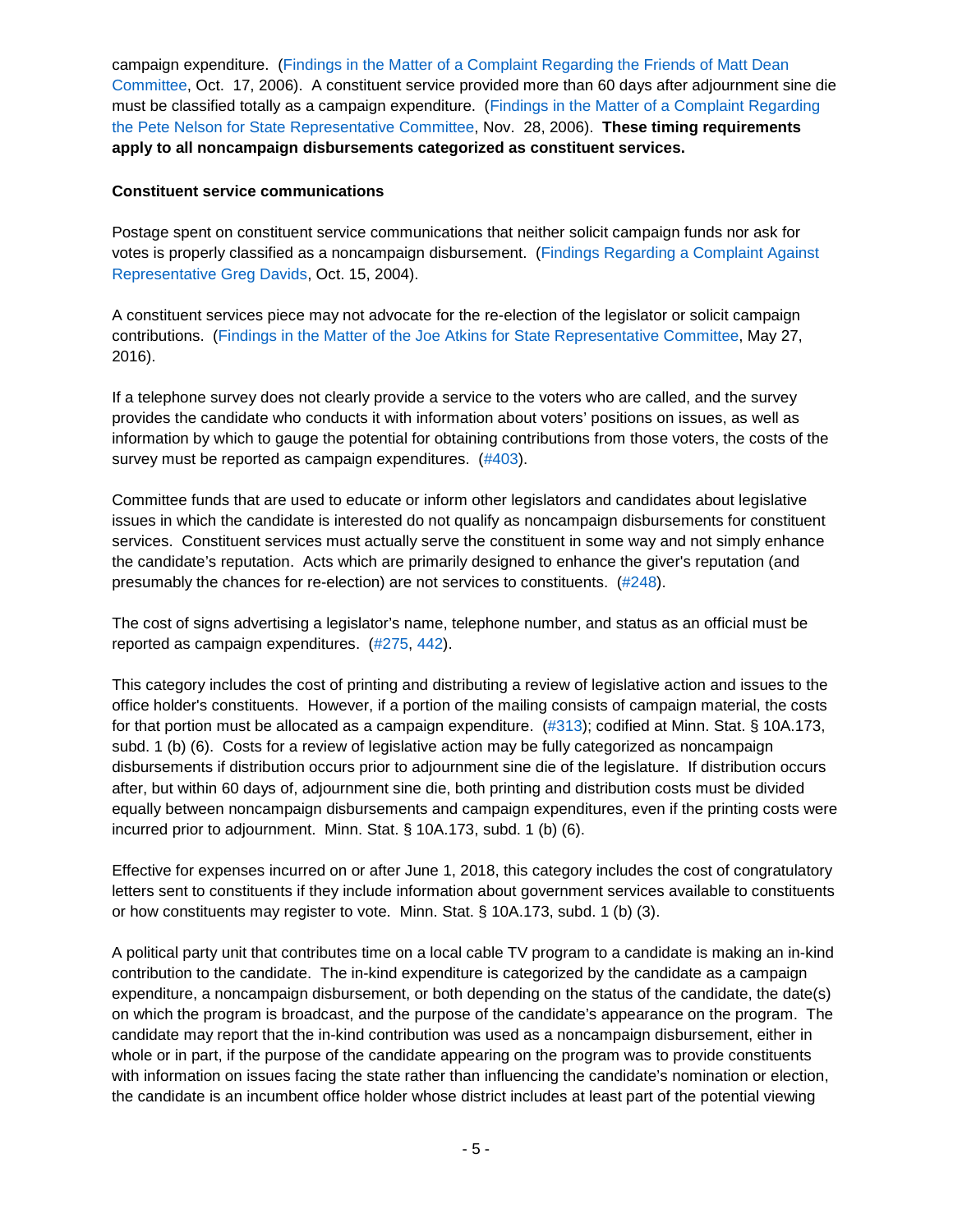campaign expenditure. (Findings in the Matter of a Complaint Regarding the Friends of Matt Dean Committee, Oct. 17, 2006). A constituent service provided more than 60 days after adjournment sine die must be classified totally as a campaign expenditure. (Findings in the Matter of a Complaint Regarding the Pete Nelson for State Representative Committee, Nov. 28, 2006). **These timing requirements apply to all noncampaign disbursements categorized as constituent services.**

**Constituent service communications**

Postage spent on constituent service communications that neither solicit campaign funds nor ask for votes is properly classified as a noncampaign disbursement. (Findings Regarding a Complaint Against Representative Greg Davids, Oct. 15, 2004).

A constituent services piece may not advocate for the re-election of the legislator or solicit campaign contributions. (Findings in the Matter of the Joe Atkins for State Representative Committee, May 27, 2016).

If a telephone survey does not clearly provide a service to the voters who are called, and the survey provides the candidate who conducts it with information about voters' positions on issues, as well as information by which to gauge the potential for obtaining contributions from those voters, the costs of the survey must be reported as campaign expenditures. (#403).

Committee funds that are used to educate or inform other legislators and candidates about legislative issues in which the candidate is interested do not qualify as noncampaign disbursements for constituent services. Constituent services must actually serve the constituent in some way and not simply enhance the candidate's reputation. Acts which are primarily designed to enhance the giver's reputation (and presumably the chances for re-election) are not services to constituents. (#248).

The cost of signs advertising a legislator's name, telephone number, and status as an official must be reported as campaign expenditures. (#275, 442).

This category includes the cost of printing and distributing a review of legislative action and issues to the office holder's constituents. However, if a portion of the mailing consists of campaign material, the costs for that portion must be allocated as a campaign expenditure. (#313); codified at Minn. Stat. § 10A.173, subd. 1 (b) (6). Costs for a review of legislative action may be fully categorized as noncampaign disbursements if distribution occurs prior to adjournment sine die of the legislature. If distribution occurs after, but within 60 days of, adjournment sine die, both printing and distribution costs must be divided equally between noncampaign disbursements and campaign expenditures, even if the printing costs were incurred prior to adjournment. Minn. Stat. § 10A.173, subd. 1 (b) (6).

Effective for expenses incurred on or after June 1, 2018, this category includes the cost of congratulatory letters sent to constituents if they include information about government services available to constituents or how constituents may register to vote. Minn. Stat. § 10A.173, subd. 1 (b) (3).

A political party unit that contributes time on a local cable TV program to a candidate is making an in-kind contribution to the candidate. The in-kind expenditure is categorized by the candidate as a campaign expenditure, a noncampaign disbursement, or both depending on the status of the candidate, the date(s) on which the program is broadcast, and the purpose of the candidate's appearance on the program. The candidate may report that the in-kind contribution was used as a noncampaign disbursement, either in whole or in part, if the purpose of the candidate appearing on the program was to provide constituents with information on issues facing the state rather than influencing the candidate's nomination or election, the candidate is an incumbent office holder whose district includes at least part of the potential viewing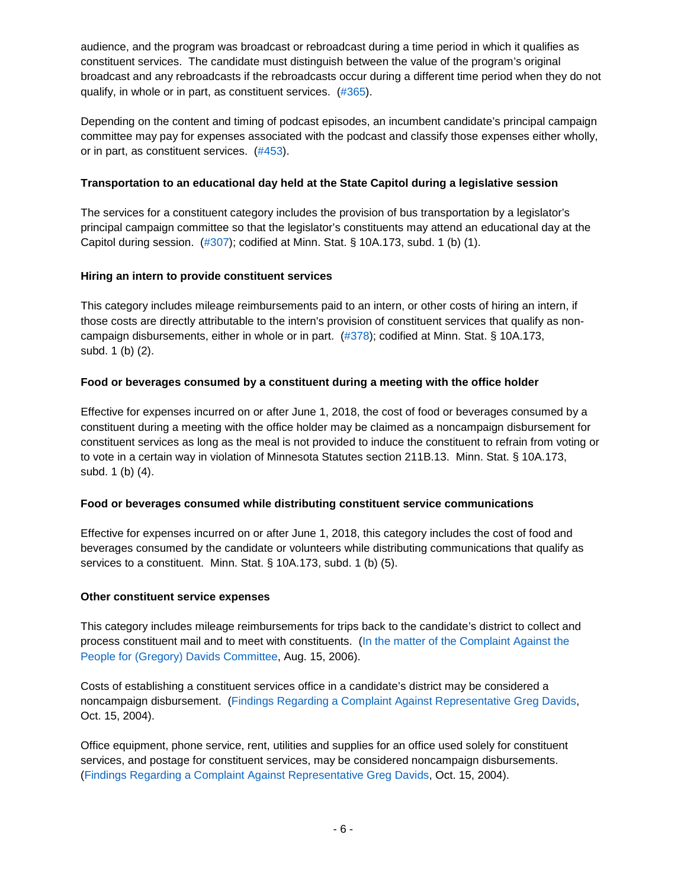audience, and the program was broadcast or rebroadcast during a time period in which it qualifies as constituent services. The candidate must distinguish between the value of the program's original broadcast and any rebroadcasts if the rebroadcasts occur during a different time period when they do not qualify, in whole or in part, as constituent services. (#365).

Depending on the content and timing of podcast episodes, an incumbent candidate's principal campaign committee may pay for expenses associated with the podcast and classify those expenses either wholly, or in part, as constituent services. (#453).

**Transportation to an educational day held at the State Capitol during a legislative session**

The services for a constituent category includes the provision of bus transportation by a legislator's principal campaign committee so that the legislator's constituents may attend an educational day at the Capitol during session. (#307); codified at Minn. Stat. § 10A.173, subd. 1 (b) (1).

**Hiring an intern to provide constituent services**

This category includes mileage reimbursements paid to an intern, or other costs of hiring an intern, if those costs are directly attributable to the intern's provision of constituent services that qualify as non-campaign disbursements, either in whole or in part. (#378); codified at Minn. Stat. § 10A.173, subd. 1 (b) (2).

**Food or beverages consumed by a constituent during a meeting with the office holder**

Effective for expenses incurred on or after June 1, 2018, the cost of food or beverages consumed by a constituent during a meeting with the office holder may be claimed as a noncampaign disbursement for constituent services as long as the meal is not provided to induce the constituent to refrain from voting or to vote in a certain way in violation of Minnesota Statutes section 211B.13. Minn. Stat. § 10A.173, subd. 1 (b) (4).

**Food or beverages consumed while distributing constituent service communications**

Effective for expenses incurred on or after June 1, 2018, this category includes the cost of food and beverages consumed by the candidate or volunteers while distributing communications that qualify as services to a constituent. Minn. Stat. § 10A.173, subd. 1 (b) (5).

**Other constituent service expenses**

This category includes mileage reimbursements for trips back to the candidate's district to collect and process constituent mail and to meet with constituents. (In the matter of the Complaint Against the People for (Gregory) Davids Committee, Aug. 15, 2006).

Costs of establishing a constituent services office in a candidate's district may be considered a noncampaign disbursement. (Findings Regarding a Complaint Against Representative Greg Davids, Oct. 15, 2004).

Office equipment, phone service, rent, utilities and supplies for an office used solely for constituent services, and postage for constituent services, may be considered noncampaign disbursements. (Findings Regarding a Complaint Against Representative Greg Davids, Oct. 15, 2004).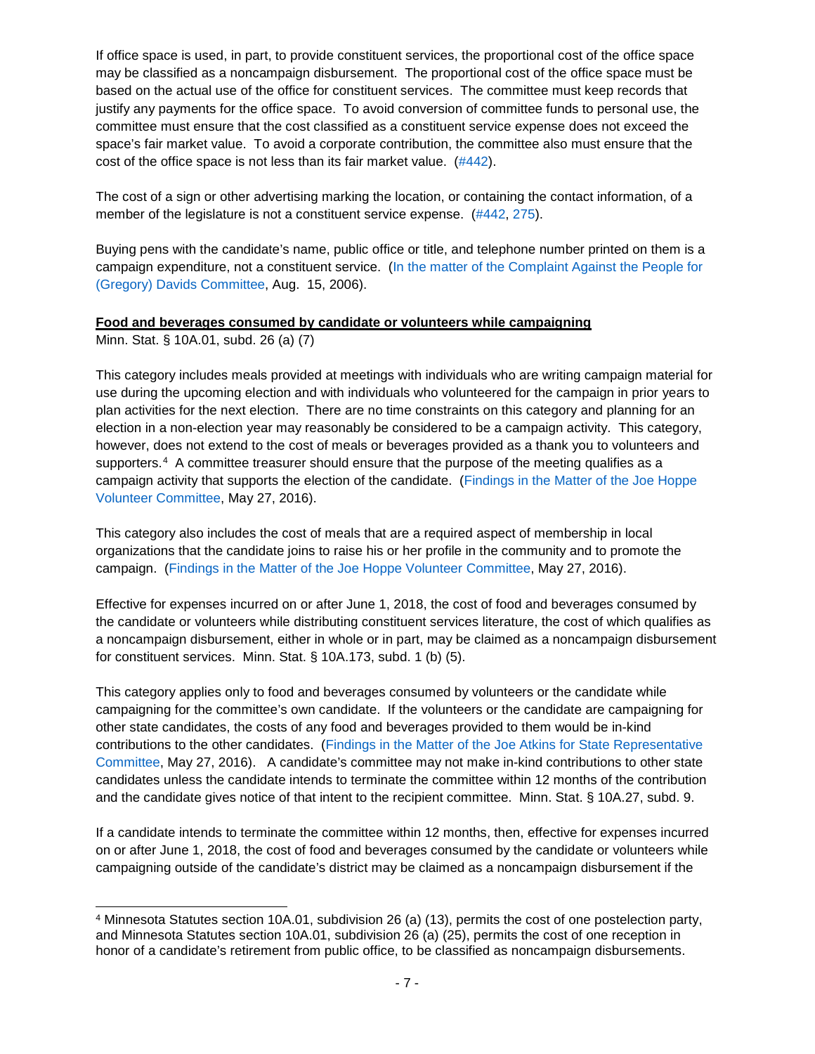If office space is used, in part, to provide constituent services, the proportional cost of the office space may be classified as a noncampaign disbursement. The proportional cost of the office space must be based on the actual use of the office for constituent services. The committee must keep records that justify any payments for the office space. To avoid conversion of committee funds to personal use, the committee must ensure that the cost classified as a constituent service expense does not exceed the space's fair market value. To avoid a corporate contribution, the committee also must ensure that the cost of the office space is not less than its fair market value. (#442).

The cost of a sign or other advertising marking the location, or containing the contact information, of a member of the legislature is not a constituent service expense. (#442, 275).

Buying pens with the candidate's name, public office or title, and telephone number printed on them is a campaign expenditure, not a constituent service. (In the matter of the Complaint Against the People for (Gregory) Davids Committee, Aug. 15, 2006).

**Food and beverages consumed by candidate or volunteers while campaigning**

Minn. Stat. § 10A.01, subd. 26 (a) (7)

This category includes meals provided at meetings with individuals who are writing campaign material for use during the upcoming election and with individuals who volunteered for the campaign in prior years to plan activities for the next election. There are no time constraints on this category and planning for an election in a non-election year may reasonably be considered to be a campaign activity. This category, however, does not extend to the cost of meals or beverages provided as a thank you to volunteers and supporters.[4] A committee treasurer should ensure that the purpose of the meeting qualifies as a campaign activity that supports the election of the candidate. (Findings in the Matter of the Joe Hoppe Volunteer Committee, May 27, 2016).

This category also includes the cost of meals that are a required aspect of membership in local organizations that the candidate joins to raise his or her profile in the community and to promote the campaign. (Findings in the Matter of the Joe Hoppe Volunteer Committee, May 27, 2016).

Effective for expenses incurred on or after June 1, 2018, the cost of food and beverages consumed by the candidate or volunteers while distributing constituent services literature, the cost of which qualifies as a noncampaign disbursement, either in whole or in part, may be claimed as a noncampaign disbursement for constituent services. Minn. Stat. § 10A.173, subd. 1 (b) (5).

This category applies only to food and beverages consumed by volunteers or the candidate while campaigning for the committee's own candidate. If the volunteers or the candidate are campaigning for other state candidates, the costs of any food and beverages provided to them would be in-kind contributions to the other candidates. (Findings in the Matter of the Joe Atkins for State Representative Committee, May 27, 2016). A candidate's committee may not make in-kind contributions to other state candidates unless the candidate intends to terminate the committee within 12 months of the contribution and the candidate gives notice of that intent to the recipient committee. Minn. Stat. § 10A.27, subd. 9.

If a candidate intends to terminate the committee within 12 months, then, effective for expenses incurred on or after June 1, 2018, the cost of food and beverages consumed by the candidate or volunteers while campaigning outside of the candidate's district may be claimed as a noncampaign disbursement if the

---

[4] Minnesota Statutes section 10A.01, subdivision 26 (a) (13), permits the cost of one postelection party, and Minnesota Statutes section 10A.01, subdivision 26 (a) (25), permits the cost of one reception in honor of a candidate's retirement from public office, to be classified as noncampaign disbursements.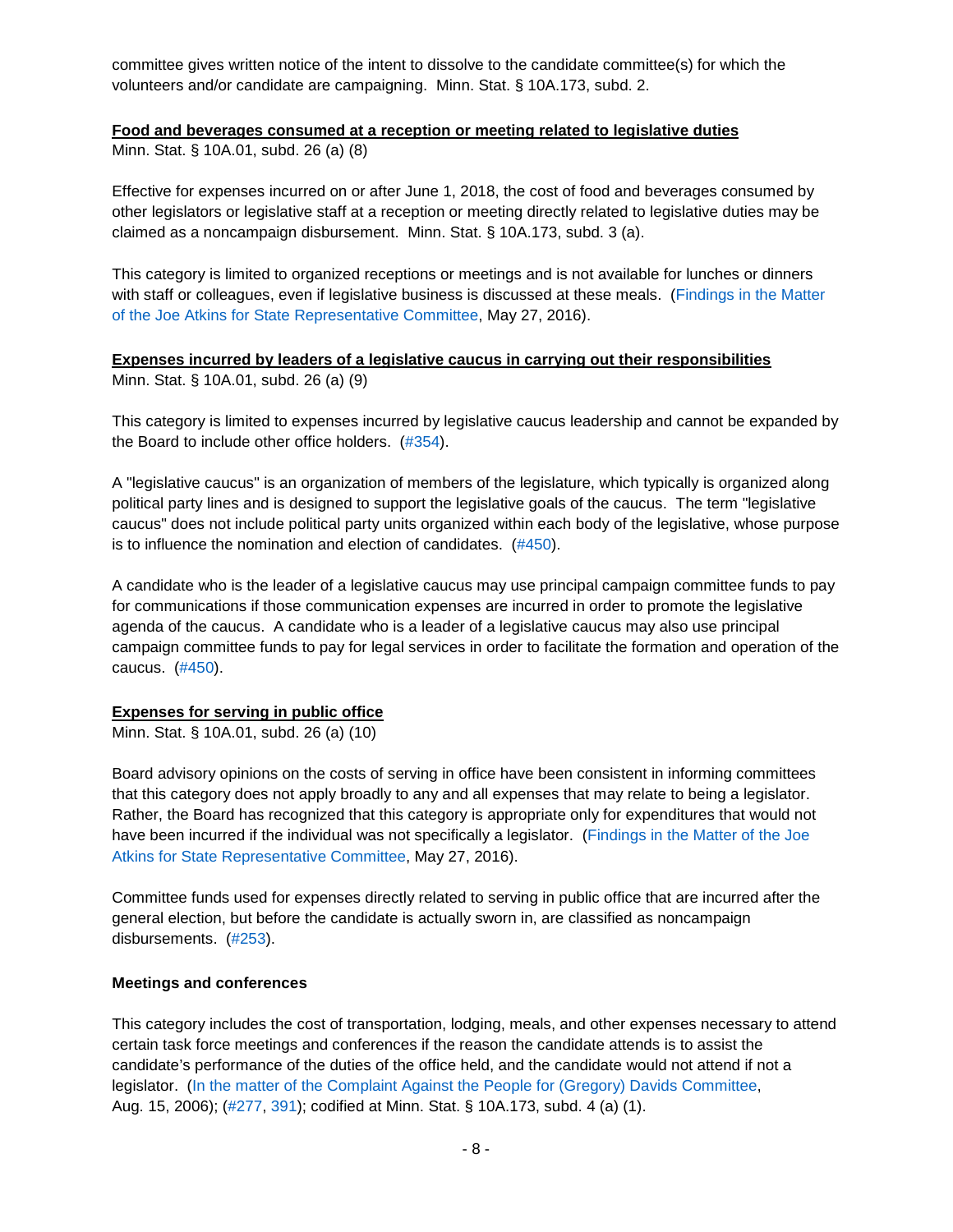committee gives written notice of the intent to dissolve to the candidate committee(s) for which the volunteers and/or candidate are campaigning. Minn. Stat. § 10A.173, subd. 2.

**Food and beverages consumed at a reception or meeting related to legislative duties**

Minn. Stat. § 10A.01, subd. 26 (a) (8)

Effective for expenses incurred on or after June 1, 2018, the cost of food and beverages consumed by other legislators or legislative staff at a reception or meeting directly related to legislative duties may be claimed as a noncampaign disbursement. Minn. Stat. § 10A.173, subd. 3 (a).

This category is limited to organized receptions or meetings and is not available for lunches or dinners with staff or colleagues, even if legislative business is discussed at these meals. (Findings in the Matter of the Joe Atkins for State Representative Committee, May 27, 2016).

**Expenses incurred by leaders of a legislative caucus in carrying out their responsibilities**

Minn. Stat. § 10A.01, subd. 26 (a) (9)

This category is limited to expenses incurred by legislative caucus leadership and cannot be expanded by the Board to include other office holders. (#354).

A "legislative caucus" is an organization of members of the legislature, which typically is organized along political party lines and is designed to support the legislative goals of the caucus. The term "legislative caucus" does not include political party units organized within each body of the legislative, whose purpose is to influence the nomination and election of candidates. (#450).

A candidate who is the leader of a legislative caucus may use principal campaign committee funds to pay for communications if those communication expenses are incurred in order to promote the legislative agenda of the caucus. A candidate who is a leader of a legislative caucus may also use principal campaign committee funds to pay for legal services in order to facilitate the formation and operation of the caucus. (#450).

**Expenses for serving in public office**

Minn. Stat. § 10A.01, subd. 26 (a) (10)

Board advisory opinions on the costs of serving in office have been consistent in informing committees that this category does not apply broadly to any and all expenses that may relate to being a legislator. Rather, the Board has recognized that this category is appropriate only for expenditures that would not have been incurred if the individual was not specifically a legislator. (Findings in the Matter of the Joe Atkins for State Representative Committee, May 27, 2016).

Committee funds used for expenses directly related to serving in public office that are incurred after the general election, but before the candidate is actually sworn in, are classified as noncampaign disbursements. (#253).

**Meetings and conferences**

This category includes the cost of transportation, lodging, meals, and other expenses necessary to attend certain task force meetings and conferences if the reason the candidate attends is to assist the candidate's performance of the duties of the office held, and the candidate would not attend if not a legislator. (In the matter of the Complaint Against the People for (Gregory) Davids Committee, Aug. 15, 2006); (#277, 391); codified at Minn. Stat. § 10A.173, subd. 4 (a) (1).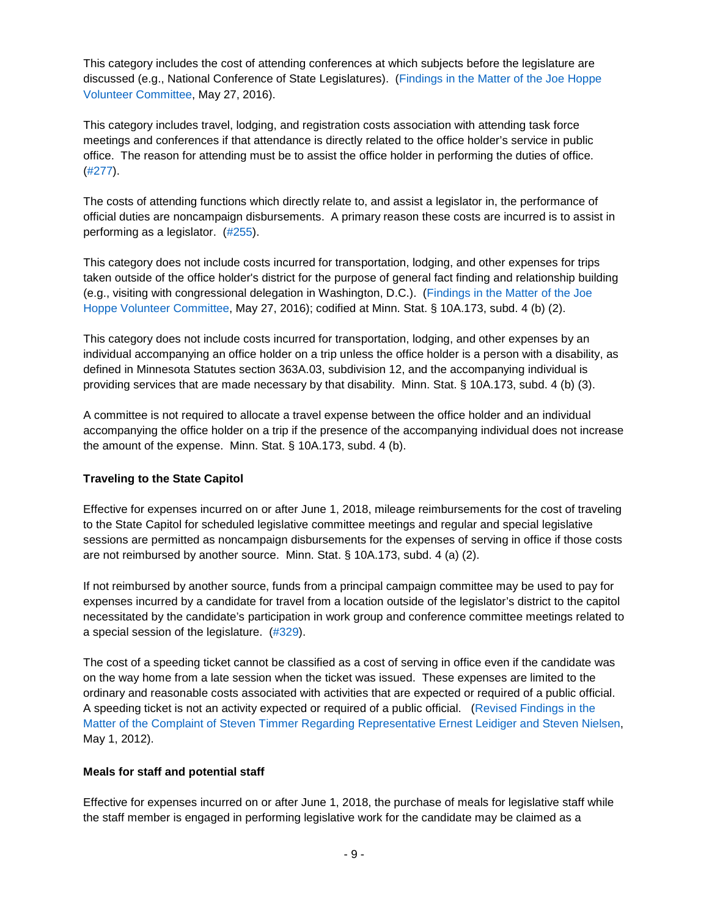This category includes the cost of attending conferences at which subjects before the legislature are discussed (e.g., National Conference of State Legislatures). (Findings in the Matter of the Joe Hoppe Volunteer Committee, May 27, 2016).

This category includes travel, lodging, and registration costs association with attending task force meetings and conferences if that attendance is directly related to the office holder's service in public office. The reason for attending must be to assist the office holder in performing the duties of office. (#277).

The costs of attending functions which directly relate to, and assist a legislator in, the performance of official duties are noncampaign disbursements. A primary reason these costs are incurred is to assist in performing as a legislator. (#255).

This category does not include costs incurred for transportation, lodging, and other expenses for trips taken outside of the office holder's district for the purpose of general fact finding and relationship building (e.g., visiting with congressional delegation in Washington, D.C.). (Findings in the Matter of the Joe Hoppe Volunteer Committee, May 27, 2016); codified at Minn. Stat. § 10A.173, subd. 4 (b) (2).

This category does not include costs incurred for transportation, lodging, and other expenses by an individual accompanying an office holder on a trip unless the office holder is a person with a disability, as defined in Minnesota Statutes section 363A.03, subdivision 12, and the accompanying individual is providing services that are made necessary by that disability. Minn. Stat. § 10A.173, subd. 4 (b) (3).

A committee is not required to allocate a travel expense between the office holder and an individual accompanying the office holder on a trip if the presence of the accompanying individual does not increase the amount of the expense. Minn. Stat. § 10A.173, subd. 4 (b).

**Traveling to the State Capitol**

Effective for expenses incurred on or after June 1, 2018, mileage reimbursements for the cost of traveling to the State Capitol for scheduled legislative committee meetings and regular and special legislative sessions are permitted as noncampaign disbursements for the expenses of serving in office if those costs are not reimbursed by another source. Minn. Stat. § 10A.173, subd. 4 (a) (2).

If not reimbursed by another source, funds from a principal campaign committee may be used to pay for expenses incurred by a candidate for travel from a location outside of the legislator's district to the capitol necessitated by the candidate's participation in work group and conference committee meetings related to a special session of the legislature. (#329).

The cost of a speeding ticket cannot be classified as a cost of serving in office even if the candidate was on the way home from a late session when the ticket was issued. These expenses are limited to the ordinary and reasonable costs associated with activities that are expected or required of a public official. A speeding ticket is not an activity expected or required of a public official. (Revised Findings in the Matter of the Complaint of Steven Timmer Regarding Representative Ernest Leidiger and Steven Nielsen, May 1, 2012).

**Meals for staff and potential staff**

Effective for expenses incurred on or after June 1, 2018, the purchase of meals for legislative staff while the staff member is engaged in performing legislative work for the candidate may be claimed as a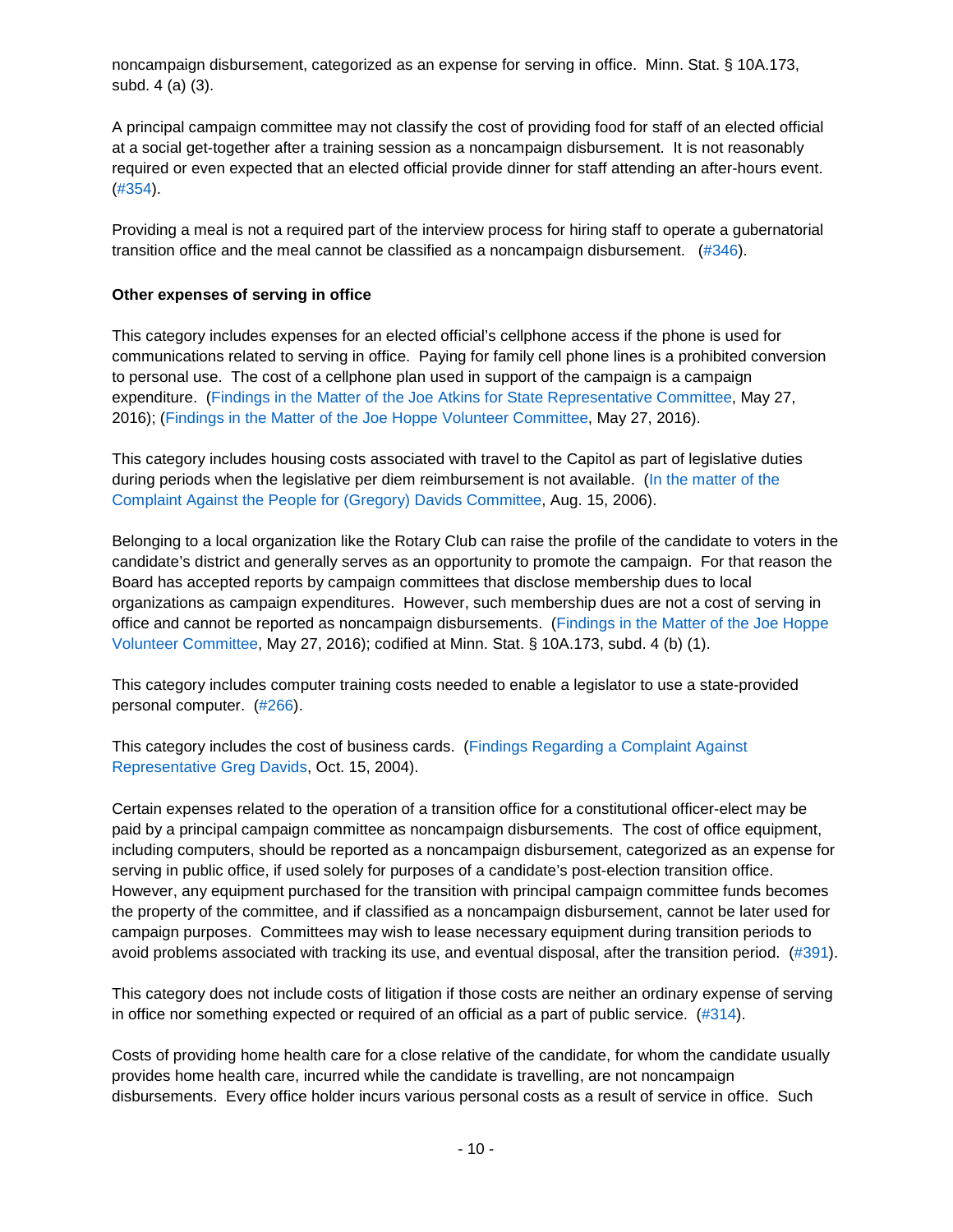noncampaign disbursement, categorized as an expense for serving in office. Minn. Stat. § 10A.173, subd. 4 (a) (3).

A principal campaign committee may not classify the cost of providing food for staff of an elected official at a social get-together after a training session as a noncampaign disbursement. It is not reasonably required or even expected that an elected official provide dinner for staff attending an after-hours event. (#354).

Providing a meal is not a required part of the interview process for hiring staff to operate a gubernatorial transition office and the meal cannot be classified as a noncampaign disbursement. (#346).

**Other expenses of serving in office**

This category includes expenses for an elected official's cellphone access if the phone is used for communications related to serving in office. Paying for family cell phone lines is a prohibited conversion to personal use. The cost of a cellphone plan used in support of the campaign is a campaign expenditure. (Findings in the Matter of the Joe Atkins for State Representative Committee, May 27, 2016); (Findings in the Matter of the Joe Hoppe Volunteer Committee, May 27, 2016).

This category includes housing costs associated with travel to the Capitol as part of legislative duties during periods when the legislative per diem reimbursement is not available. (In the matter of the Complaint Against the People for (Gregory) Davids Committee, Aug. 15, 2006).

Belonging to a local organization like the Rotary Club can raise the profile of the candidate to voters in the candidate's district and generally serves as an opportunity to promote the campaign. For that reason the Board has accepted reports by campaign committees that disclose membership dues to local organizations as campaign expenditures. However, such membership dues are not a cost of serving in office and cannot be reported as noncampaign disbursements. (Findings in the Matter of the Joe Hoppe Volunteer Committee, May 27, 2016); codified at Minn. Stat. § 10A.173, subd. 4 (b) (1).

This category includes computer training costs needed to enable a legislator to use a state-provided personal computer. (#266).

This category includes the cost of business cards. (Findings Regarding a Complaint Against Representative Greg Davids, Oct. 15, 2004).

Certain expenses related to the operation of a transition office for a constitutional officer-elect may be paid by a principal campaign committee as noncampaign disbursements. The cost of office equipment, including computers, should be reported as a noncampaign disbursement, categorized as an expense for serving in public office, if used solely for purposes of a candidate's post-election transition office. However, any equipment purchased for the transition with principal campaign committee funds becomes the property of the committee, and if classified as a noncampaign disbursement, cannot be later used for campaign purposes. Committees may wish to lease necessary equipment during transition periods to avoid problems associated with tracking its use, and eventual disposal, after the transition period. (#391).

This category does not include costs of litigation if those costs are neither an ordinary expense of serving in office nor something expected or required of an official as a part of public service. (#314).

Costs of providing home health care for a close relative of the candidate, for whom the candidate usually provides home health care, incurred while the candidate is travelling, are not noncampaign disbursements. Every office holder incurs various personal costs as a result of service in office. Such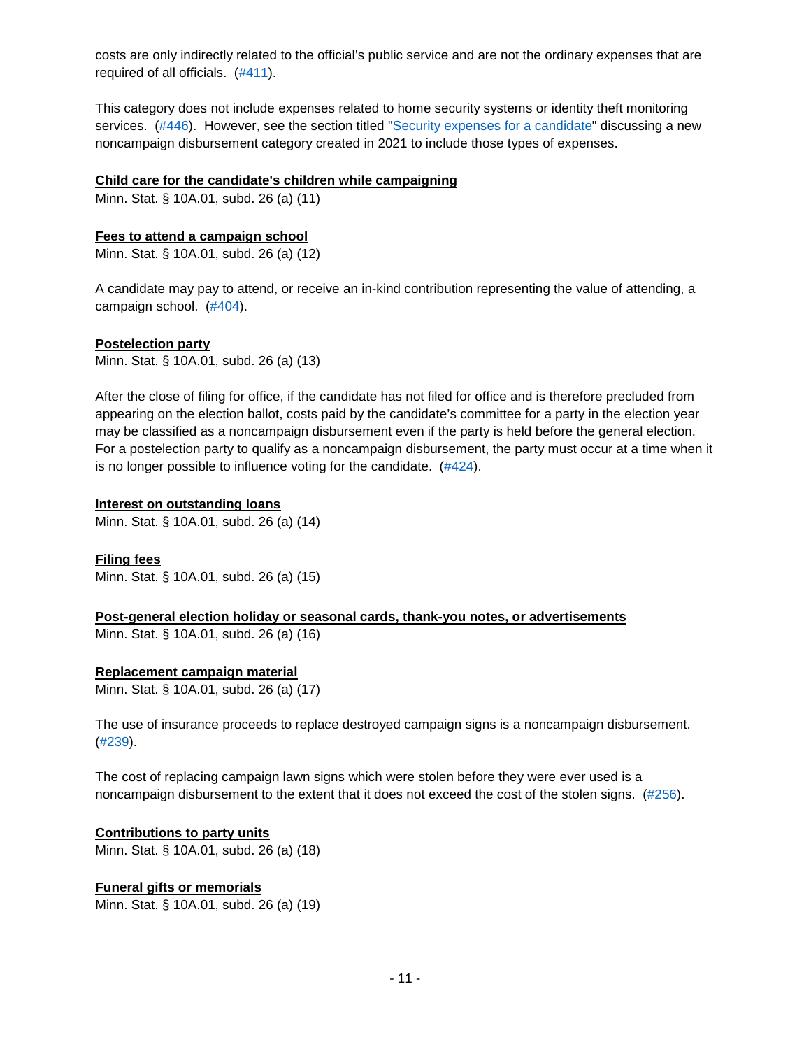costs are only indirectly related to the official's public service and are not the ordinary expenses that are required of all officials. (#411).

This category does not include expenses related to home security systems or identity theft monitoring services. (#446). However, see the section titled "Security expenses for a candidate" discussing a new noncampaign disbursement category created in 2021 to include those types of expenses.

**Child care for the candidate's children while campaigning**

Minn. Stat. § 10A.01, subd. 26 (a) (11)

**Fees to attend a campaign school**

Minn. Stat. § 10A.01, subd. 26 (a) (12)

A candidate may pay to attend, or receive an in-kind contribution representing the value of attending, a campaign school. (#404).

**Postelection party**

Minn. Stat. § 10A.01, subd. 26 (a) (13)

After the close of filing for office, if the candidate has not filed for office and is therefore precluded from appearing on the election ballot, costs paid by the candidate's committee for a party in the election year may be classified as a noncampaign disbursement even if the party is held before the general election. For a postelection party to qualify as a noncampaign disbursement, the party must occur at a time when it is no longer possible to influence voting for the candidate. (#424).

**Interest on outstanding loans**

Minn. Stat. § 10A.01, subd. 26 (a) (14)

**Filing fees**

Minn. Stat. § 10A.01, subd. 26 (a) (15)

**Post-general election holiday or seasonal cards, thank-you notes, or advertisements**

Minn. Stat. § 10A.01, subd. 26 (a) (16)

**Replacement campaign material**

Minn. Stat. § 10A.01, subd. 26 (a) (17)

The use of insurance proceeds to replace destroyed campaign signs is a noncampaign disbursement. (#239).

The cost of replacing campaign lawn signs which were stolen before they were ever used is a noncampaign disbursement to the extent that it does not exceed the cost of the stolen signs. (#256).

**Contributions to party units**

Minn. Stat. § 10A.01, subd. 26 (a) (18)

**Funeral gifts or memorials**

Minn. Stat. § 10A.01, subd. 26 (a) (19)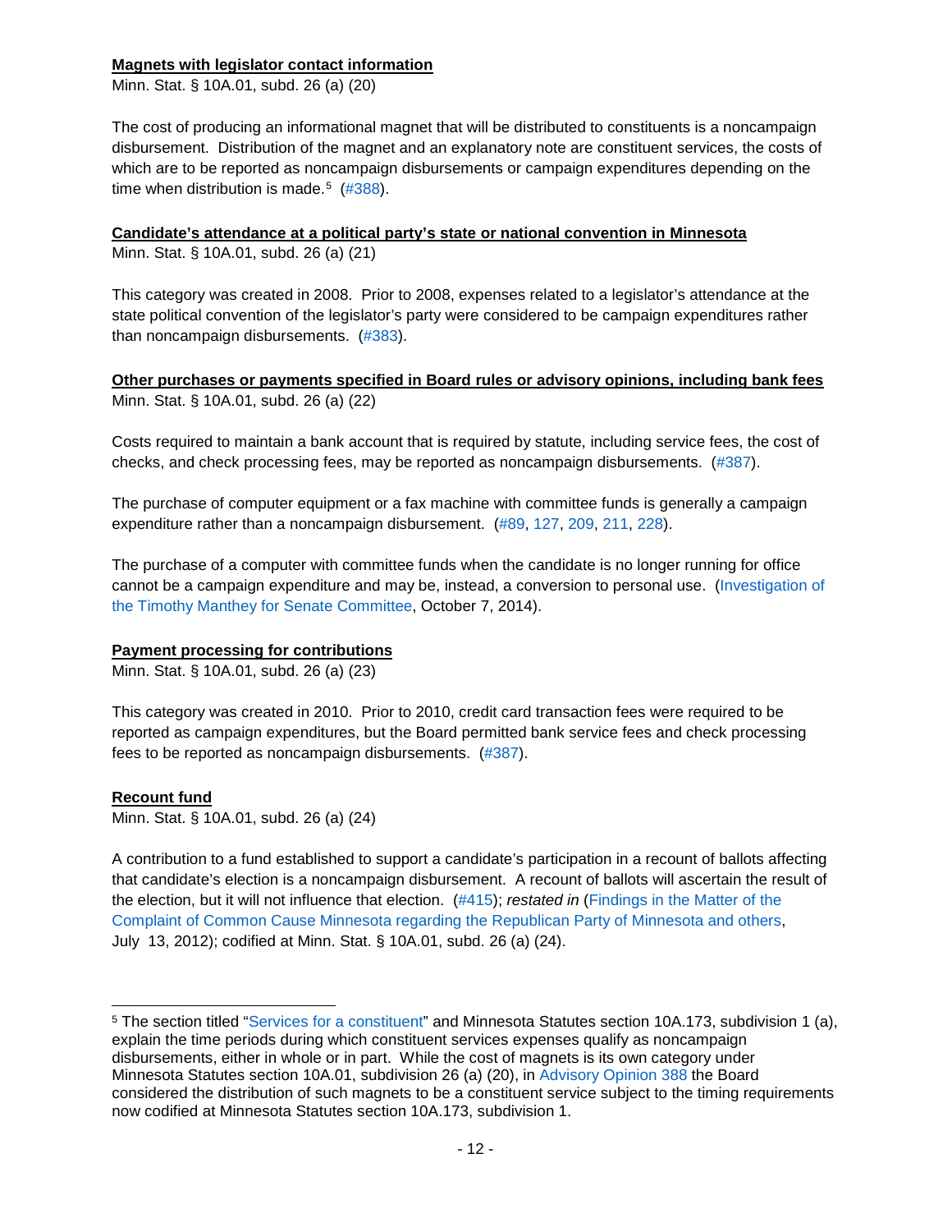**Magnets with legislator contact information**

Minn. Stat. § 10A.01, subd. 26 (a) (20)

The cost of producing an informational magnet that will be distributed to constituents is a noncampaign disbursement. Distribution of the magnet and an explanatory note are constituent services, the costs of which are to be reported as noncampaign disbursements or campaign expenditures depending on the time when distribution is made.[5] (#388).

**Candidate's attendance at a political party's state or national convention in Minnesota**

Minn. Stat. § 10A.01, subd. 26 (a) (21)

This category was created in 2008. Prior to 2008, expenses related to a legislator's attendance at the state political convention of the legislator's party were considered to be campaign expenditures rather than noncampaign disbursements. (#383).

**Other purchases or payments specified in Board rules or advisory opinions, including bank fees**

Minn. Stat. § 10A.01, subd. 26 (a) (22)

Costs required to maintain a bank account that is required by statute, including service fees, the cost of checks, and check processing fees, may be reported as noncampaign disbursements. (#387).

The purchase of computer equipment or a fax machine with committee funds is generally a campaign expenditure rather than a noncampaign disbursement. (#89, 127, 209, 211, 228).

The purchase of a computer with committee funds when the candidate is no longer running for office cannot be a campaign expenditure and may be, instead, a conversion to personal use. (Investigation of the Timothy Manthey for Senate Committee, October 7, 2014).

**Payment processing for contributions**

Minn. Stat. § 10A.01, subd. 26 (a) (23)

This category was created in 2010. Prior to 2010, credit card transaction fees were required to be reported as campaign expenditures, but the Board permitted bank service fees and check processing fees to be reported as noncampaign disbursements. (#387).

**Recount fund**

Minn. Stat. § 10A.01, subd. 26 (a) (24)

A contribution to a fund established to support a candidate's participation in a recount of ballots affecting that candidate's election is a noncampaign disbursement. A recount of ballots will ascertain the result of the election, but it will not influence that election. (#415); *restated in* (Findings in the Matter of the Complaint of Common Cause Minnesota regarding the Republican Party of Minnesota and others, July 13, 2012); codified at Minn. Stat. § 10A.01, subd. 26 (a) (24).

---

[5] The section titled "Services for a constituent" and Minnesota Statutes section 10A.173, subdivision 1 (a), explain the time periods during which constituent services expenses qualify as noncampaign disbursements, either in whole or in part. While the cost of magnets is its own category under Minnesota Statutes section 10A.01, subdivision 26 (a) (20), in Advisory Opinion 388 the Board considered the distribution of such magnets to be a constituent service subject to the timing requirements now codified at Minnesota Statutes section 10A.173, subdivision 1.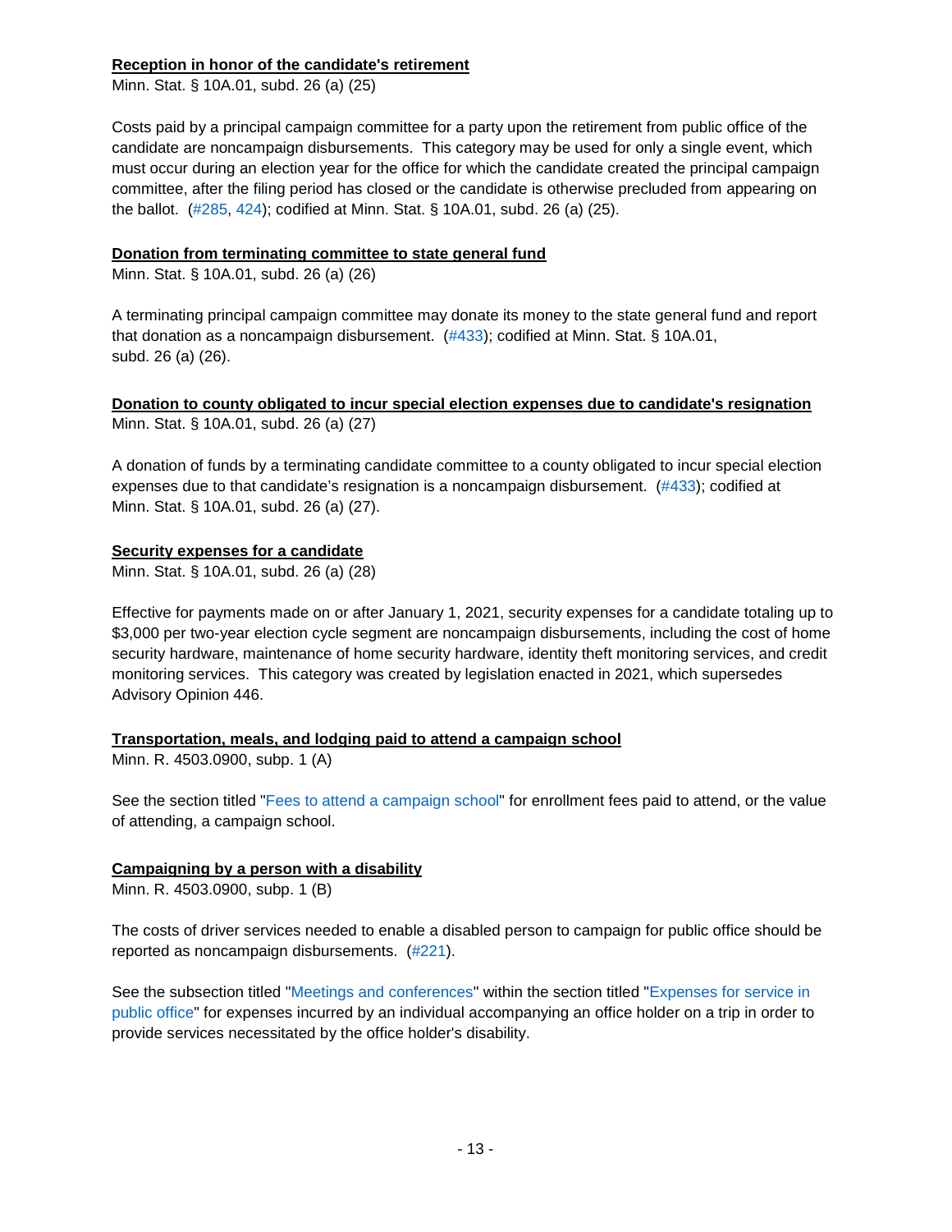**Reception in honor of the candidate's retirement**

Minn. Stat. § 10A.01, subd. 26 (a) (25)

Costs paid by a principal campaign committee for a party upon the retirement from public office of the candidate are noncampaign disbursements. This category may be used for only a single event, which must occur during an election year for the office for which the candidate created the principal campaign committee, after the filing period has closed or the candidate is otherwise precluded from appearing on the ballot. (#285, 424); codified at Minn. Stat. § 10A.01, subd. 26 (a) (25).

**Donation from terminating committee to state general fund**

Minn. Stat. § 10A.01, subd. 26 (a) (26)

A terminating principal campaign committee may donate its money to the state general fund and report that donation as a noncampaign disbursement. (#433); codified at Minn. Stat. § 10A.01, subd. 26 (a) (26).

**Donation to county obligated to incur special election expenses due to candidate's resignation**

Minn. Stat. § 10A.01, subd. 26 (a) (27)

A donation of funds by a terminating candidate committee to a county obligated to incur special election expenses due to that candidate's resignation is a noncampaign disbursement. (#433); codified at Minn. Stat. § 10A.01, subd. 26 (a) (27).

**Security expenses for a candidate**

Minn. Stat. § 10A.01, subd. 26 (a) (28)

Effective for payments made on or after January 1, 2021, security expenses for a candidate totaling up to $3,000 per two-year election cycle segment are noncampaign disbursements, including the cost of home security hardware, maintenance of home security hardware, identity theft monitoring services, and credit monitoring services. This category was created by legislation enacted in 2021, which supersedes Advisory Opinion 446.

**Transportation, meals, and lodging paid to attend a campaign school**

Minn. R. 4503.0900, subp. 1 (A)

See the section titled "Fees to attend a campaign school" for enrollment fees paid to attend, or the value of attending, a campaign school.

**Campaigning by a person with a disability**

Minn. R. 4503.0900, subp. 1 (B)

The costs of driver services needed to enable a disabled person to campaign for public office should be reported as noncampaign disbursements. (#221).

See the subsection titled "Meetings and conferences" within the section titled "Expenses for service in public office" for expenses incurred by an individual accompanying an office holder on a trip in order to provide services necessitated by the office holder's disability.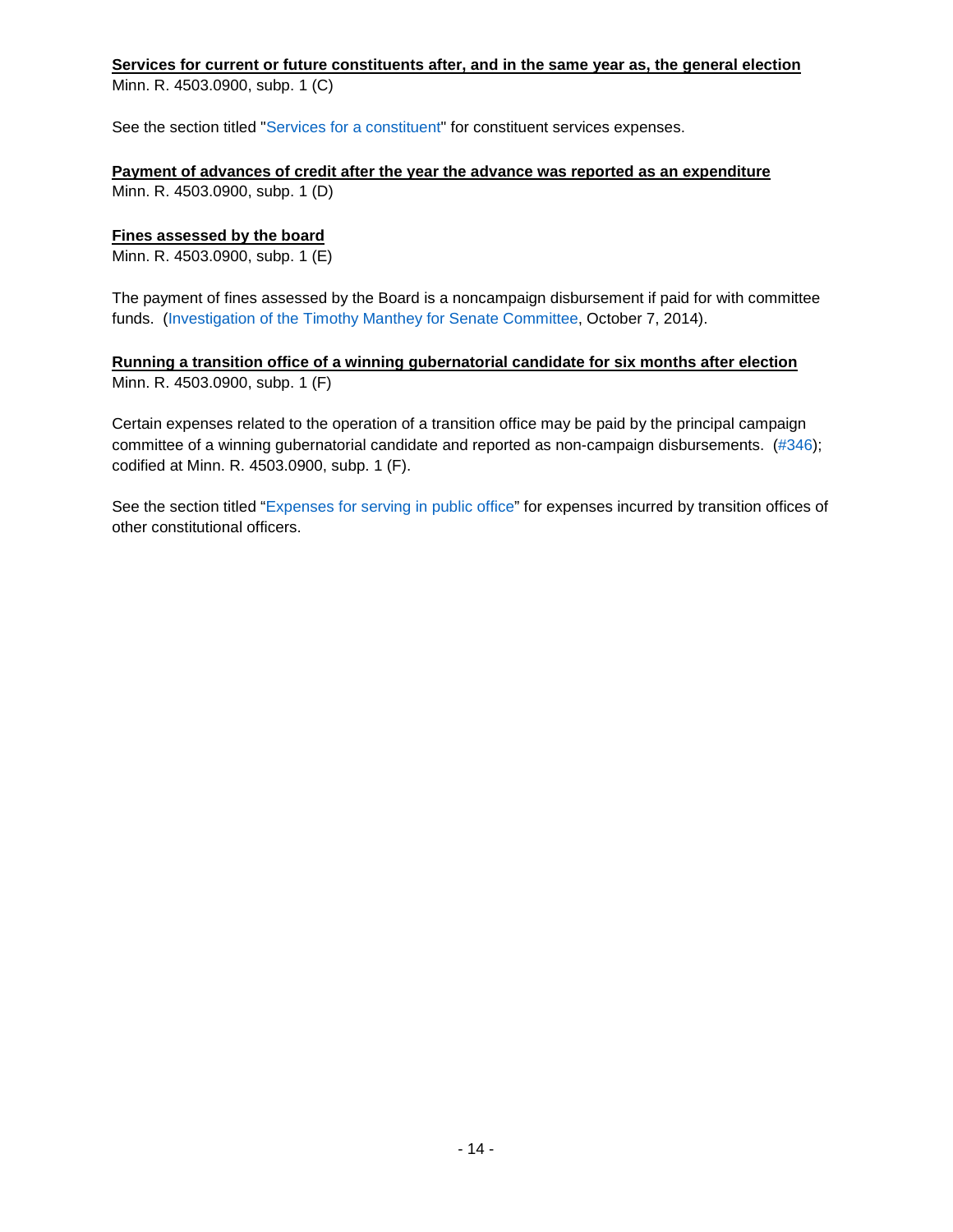**<u>Services for current or future constituents after, and in the same year as, the general election</u>**
Minn. R. 4503.0900, subp. 1 (C)

See the section titled "Services for a constituent" for constituent services expenses.

**<u>Payment of advances of credit after the year the advance was reported as an expenditure</u>**
Minn. R. 4503.0900, subp. 1 (D)

**<u>Fines assessed by the board</u>**
Minn. R. 4503.0900, subp. 1 (E)

The payment of fines assessed by the Board is a noncampaign disbursement if paid for with committee funds. (Investigation of the Timothy Manthey for Senate Committee, October 7, 2014).

**<u>Running a transition office of a winning gubernatorial candidate for six months after election</u>**
Minn. R. 4503.0900, subp. 1 (F)

Certain expenses related to the operation of a transition office may be paid by the principal campaign committee of a winning gubernatorial candidate and reported as non-campaign disbursements. (#346); codified at Minn. R. 4503.0900, subp. 1 (F).

See the section titled "Expenses for serving in public office" for expenses incurred by transition offices of other constitutional officers.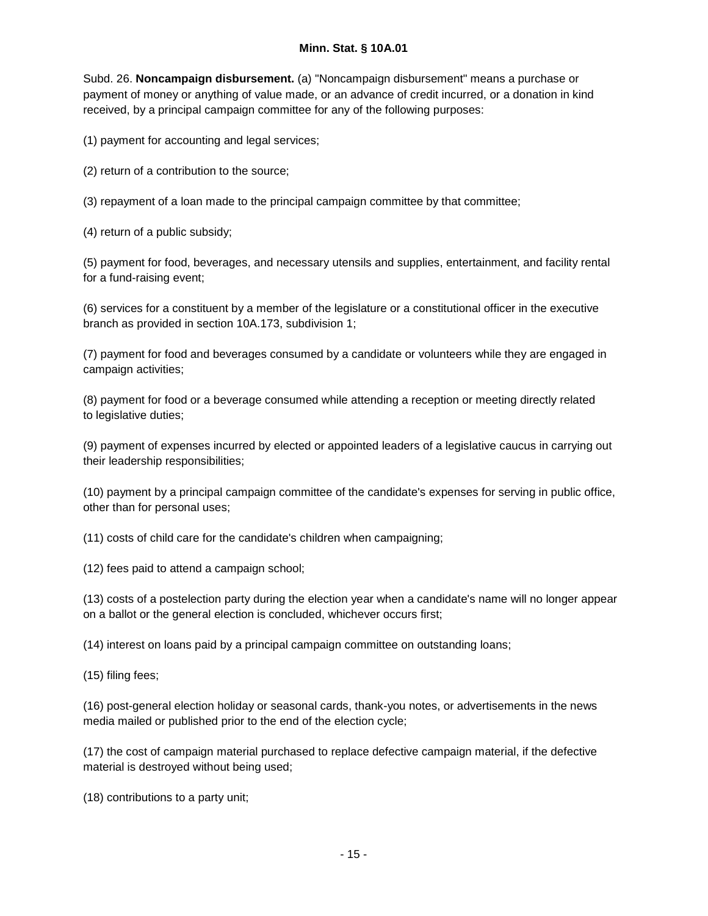Subd. 26. **Noncampaign disbursement.** (a) "Noncampaign disbursement" means a purchase or payment of money or anything of value made, or an advance of credit incurred, or a donation in kind received, by a principal campaign committee for any of the following purposes:

(1) payment for accounting and legal services;

(2) return of a contribution to the source;

(3) repayment of a loan made to the principal campaign committee by that committee;

(4) return of a public subsidy;

(5) payment for food, beverages, and necessary utensils and supplies, entertainment, and facility rental for a fund-raising event;

(6) services for a constituent by a member of the legislature or a constitutional officer in the executive branch as provided in section 10A.173, subdivision 1;

(7) payment for food and beverages consumed by a candidate or volunteers while they are engaged in campaign activities;

(8) payment for food or a beverage consumed while attending a reception or meeting directly related to legislative duties;

(9) payment of expenses incurred by elected or appointed leaders of a legislative caucus in carrying out their leadership responsibilities;

(10) payment by a principal campaign committee of the candidate's expenses for serving in public office, other than for personal uses;

(11) costs of child care for the candidate's children when campaigning;

(12) fees paid to attend a campaign school;

(13) costs of a postelection party during the election year when a candidate's name will no longer appear on a ballot or the general election is concluded, whichever occurs first;

(14) interest on loans paid by a principal campaign committee on outstanding loans;

(15) filing fees;

(16) post-general election holiday or seasonal cards, thank-you notes, or advertisements in the news media mailed or published prior to the end of the election cycle;

(17) the cost of campaign material purchased to replace defective campaign material, if the defective material is destroyed without being used;

(18) contributions to a party unit;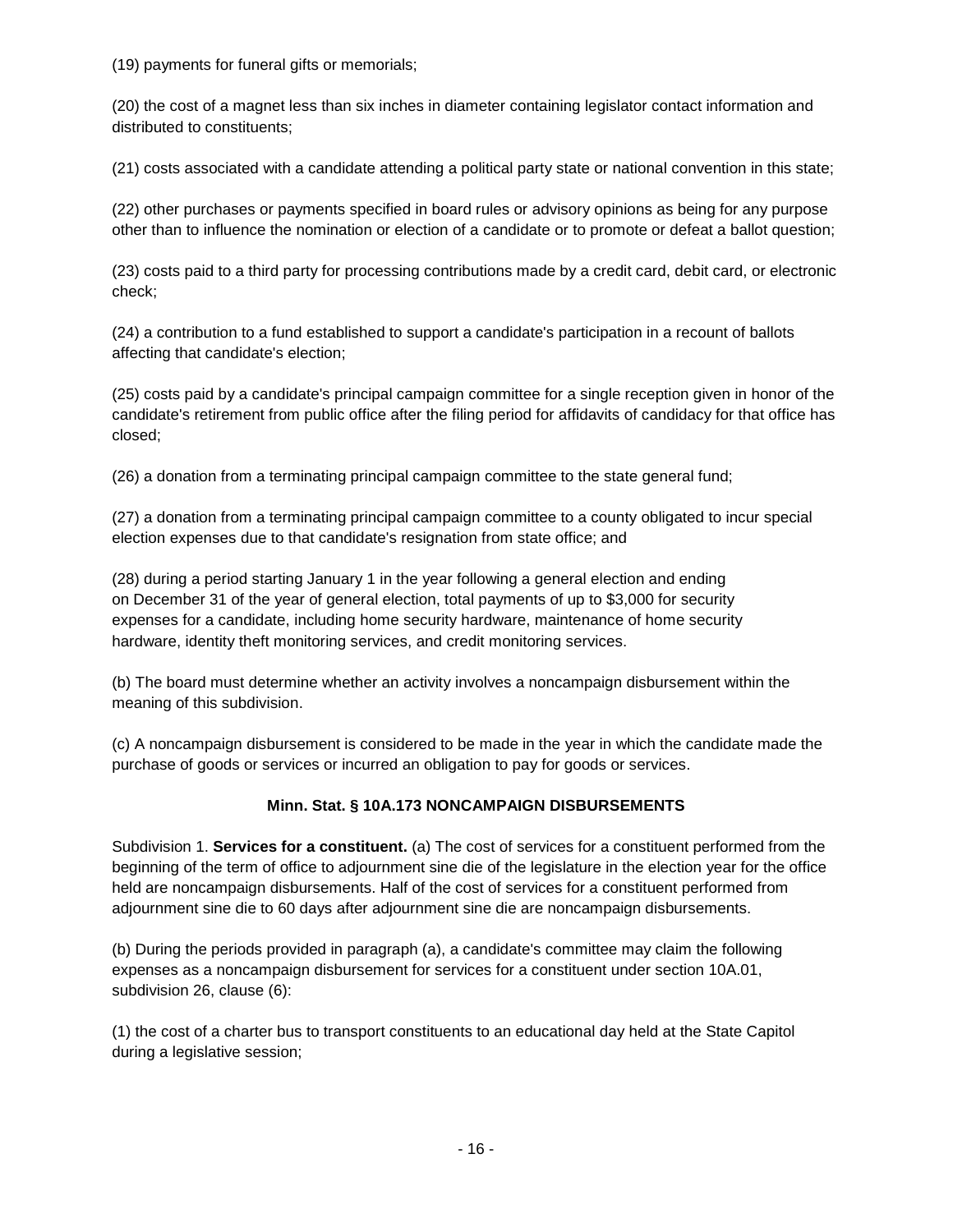(19) payments for funeral gifts or memorials;

(20) the cost of a magnet less than six inches in diameter containing legislator contact information and distributed to constituents;

(21) costs associated with a candidate attending a political party state or national convention in this state;

(22) other purchases or payments specified in board rules or advisory opinions as being for any purpose other than to influence the nomination or election of a candidate or to promote or defeat a ballot question;

(23) costs paid to a third party for processing contributions made by a credit card, debit card, or electronic check;

(24) a contribution to a fund established to support a candidate's participation in a recount of ballots affecting that candidate's election;

(25) costs paid by a candidate's principal campaign committee for a single reception given in honor of the candidate's retirement from public office after the filing period for affidavits of candidacy for that office has closed;

(26) a donation from a terminating principal campaign committee to the state general fund;

(27) a donation from a terminating principal campaign committee to a county obligated to incur special election expenses due to that candidate's resignation from state office; and

(28) during a period starting January 1 in the year following a general election and ending on December 31 of the year of general election, total payments of up to $3,000 for security expenses for a candidate, including home security hardware, maintenance of home security hardware, identity theft monitoring services, and credit monitoring services.

(b) The board must determine whether an activity involves a noncampaign disbursement within the meaning of this subdivision.

(c) A noncampaign disbursement is considered to be made in the year in which the candidate made the purchase of goods or services or incurred an obligation to pay for goods or services.

### Minn. Stat. § 10A.173 NONCAMPAIGN DISBURSEMENTS

Subdivision 1. **Services for a constituent.** (a) The cost of services for a constituent performed from the beginning of the term of office to adjournment sine die of the legislature in the election year for the office held are noncampaign disbursements. Half of the cost of services for a constituent performed from adjournment sine die to 60 days after adjournment sine die are noncampaign disbursements.

(b) During the periods provided in paragraph (a), a candidate's committee may claim the following expenses as a noncampaign disbursement for services for a constituent under section 10A.01, subdivision 26, clause (6):

(1) the cost of a charter bus to transport constituents to an educational day held at the State Capitol during a legislative session;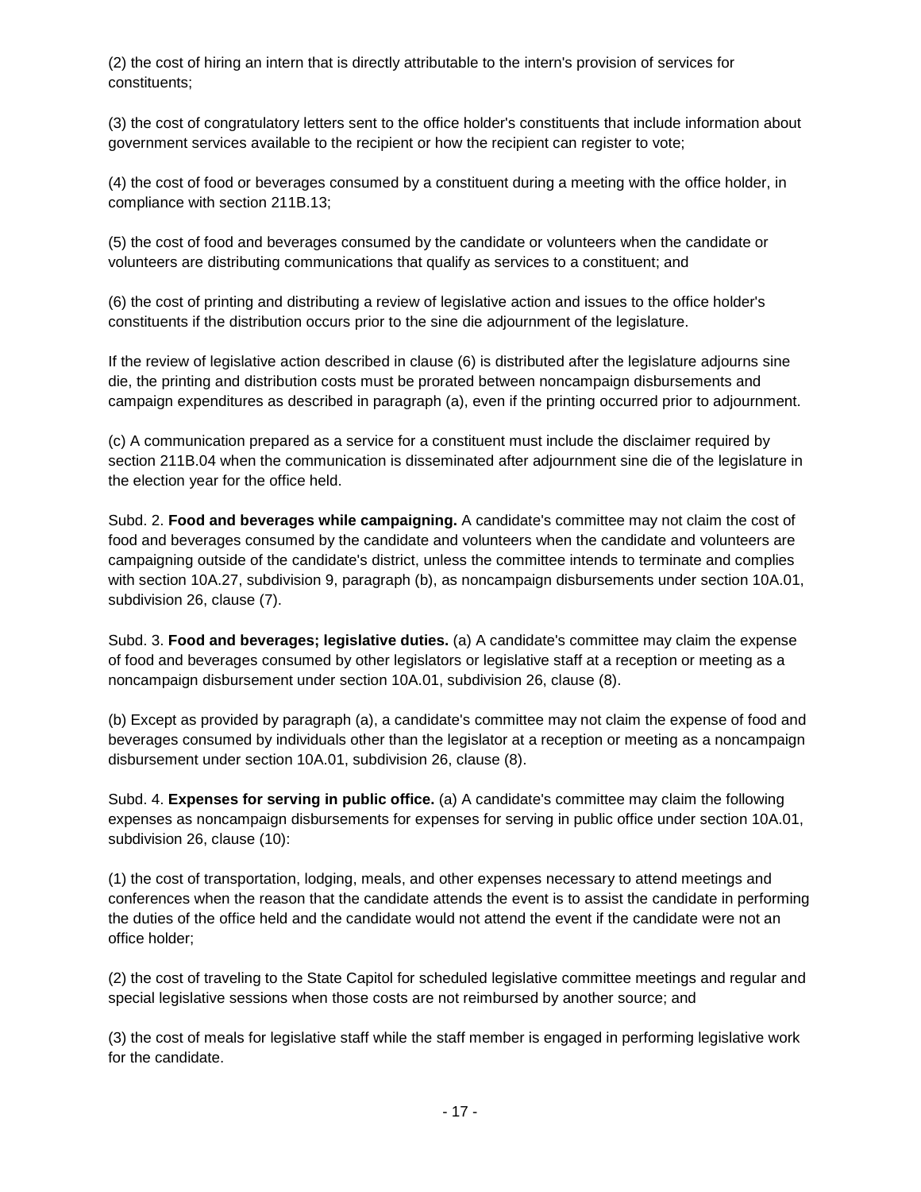(2) the cost of hiring an intern that is directly attributable to the intern's provision of services for constituents;

(3) the cost of congratulatory letters sent to the office holder's constituents that include information about government services available to the recipient or how the recipient can register to vote;

(4) the cost of food or beverages consumed by a constituent during a meeting with the office holder, in compliance with section 211B.13;

(5) the cost of food and beverages consumed by the candidate or volunteers when the candidate or volunteers are distributing communications that qualify as services to a constituent; and

(6) the cost of printing and distributing a review of legislative action and issues to the office holder's constituents if the distribution occurs prior to the sine die adjournment of the legislature.

If the review of legislative action described in clause (6) is distributed after the legislature adjourns sine die, the printing and distribution costs must be prorated between noncampaign disbursements and campaign expenditures as described in paragraph (a), even if the printing occurred prior to adjournment.

(c) A communication prepared as a service for a constituent must include the disclaimer required by section 211B.04 when the communication is disseminated after adjournment sine die of the legislature in the election year for the office held.

Subd. 2. **Food and beverages while campaigning.** A candidate's committee may not claim the cost of food and beverages consumed by the candidate and volunteers when the candidate and volunteers are campaigning outside of the candidate's district, unless the committee intends to terminate and complies with section 10A.27, subdivision 9, paragraph (b), as noncampaign disbursements under section 10A.01, subdivision 26, clause (7).

Subd. 3. **Food and beverages; legislative duties.** (a) A candidate's committee may claim the expense of food and beverages consumed by other legislators or legislative staff at a reception or meeting as a noncampaign disbursement under section 10A.01, subdivision 26, clause (8).

(b) Except as provided by paragraph (a), a candidate's committee may not claim the expense of food and beverages consumed by individuals other than the legislator at a reception or meeting as a noncampaign disbursement under section 10A.01, subdivision 26, clause (8).

Subd. 4. **Expenses for serving in public office.** (a) A candidate's committee may claim the following expenses as noncampaign disbursements for expenses for serving in public office under section 10A.01, subdivision 26, clause (10):

(1) the cost of transportation, lodging, meals, and other expenses necessary to attend meetings and conferences when the reason that the candidate attends the event is to assist the candidate in performing the duties of the office held and the candidate would not attend the event if the candidate were not an office holder;

(2) the cost of traveling to the State Capitol for scheduled legislative committee meetings and regular and special legislative sessions when those costs are not reimbursed by another source; and

(3) the cost of meals for legislative staff while the staff member is engaged in performing legislative work for the candidate.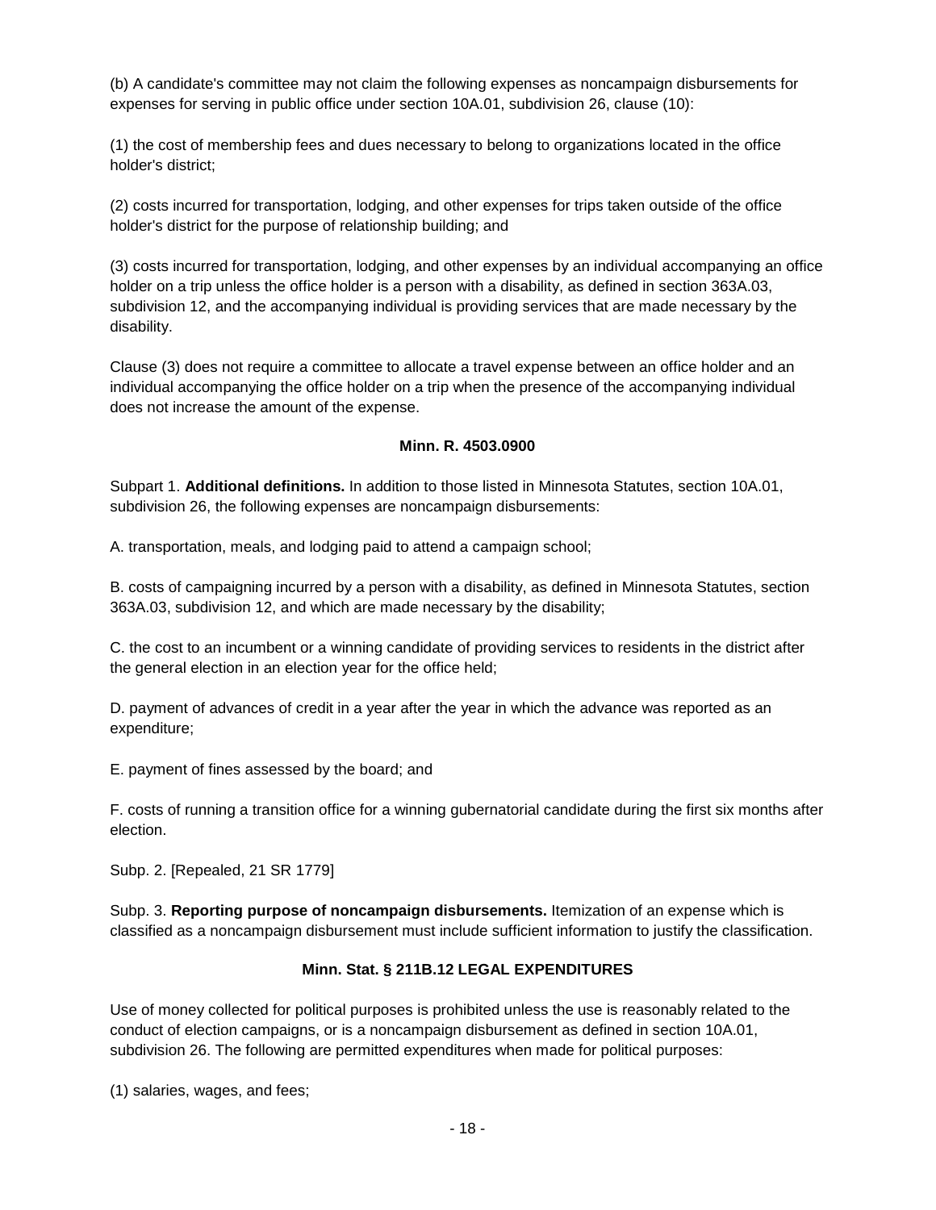(b) A candidate's committee may not claim the following expenses as noncampaign disbursements for expenses for serving in public office under section 10A.01, subdivision 26, clause (10):

(1) the cost of membership fees and dues necessary to belong to organizations located in the office holder's district;

(2) costs incurred for transportation, lodging, and other expenses for trips taken outside of the office holder's district for the purpose of relationship building; and

(3) costs incurred for transportation, lodging, and other expenses by an individual accompanying an office holder on a trip unless the office holder is a person with a disability, as defined in section 363A.03, subdivision 12, and the accompanying individual is providing services that are made necessary by the disability.

Clause (3) does not require a committee to allocate a travel expense between an office holder and an individual accompanying the office holder on a trip when the presence of the accompanying individual does not increase the amount of the expense.

**Minn. R. 4503.0900**

Subpart 1. **Additional definitions.** In addition to those listed in Minnesota Statutes, section 10A.01, subdivision 26, the following expenses are noncampaign disbursements:

A. transportation, meals, and lodging paid to attend a campaign school;

B. costs of campaigning incurred by a person with a disability, as defined in Minnesota Statutes, section 363A.03, subdivision 12, and which are made necessary by the disability;

C. the cost to an incumbent or a winning candidate of providing services to residents in the district after the general election in an election year for the office held;

D. payment of advances of credit in a year after the year in which the advance was reported as an expenditure;

E. payment of fines assessed by the board; and

F. costs of running a transition office for a winning gubernatorial candidate during the first six months after election.

Subp. 2. [Repealed, 21 SR 1779]

Subp. 3. **Reporting purpose of noncampaign disbursements.** Itemization of an expense which is classified as a noncampaign disbursement must include sufficient information to justify the classification.

**Minn. Stat. § 211B.12 LEGAL EXPENDITURES**

Use of money collected for political purposes is prohibited unless the use is reasonably related to the conduct of election campaigns, or is a noncampaign disbursement as defined in section 10A.01, subdivision 26. The following are permitted expenditures when made for political purposes:

(1) salaries, wages, and fees;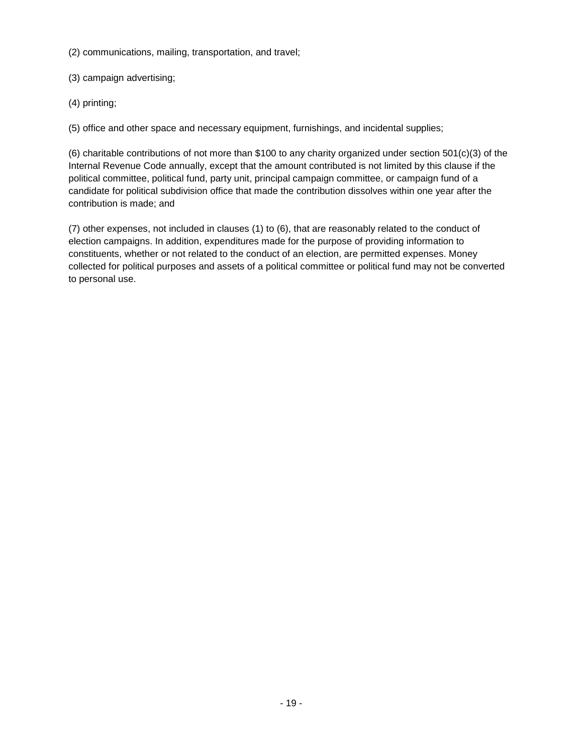(2) communications, mailing, transportation, and travel;

(3) campaign advertising;

(4) printing;

(5) office and other space and necessary equipment, furnishings, and incidental supplies;

(6) charitable contributions of not more than $100 to any charity organized under section 501(c)(3) of the Internal Revenue Code annually, except that the amount contributed is not limited by this clause if the political committee, political fund, party unit, principal campaign committee, or campaign fund of a candidate for political subdivision office that made the contribution dissolves within one year after the contribution is made; and

(7) other expenses, not included in clauses (1) to (6), that are reasonably related to the conduct of election campaigns. In addition, expenditures made for the purpose of providing information to constituents, whether or not related to the conduct of an election, are permitted expenses. Money collected for political purposes and assets of a political committee or political fund may not be converted to personal use.